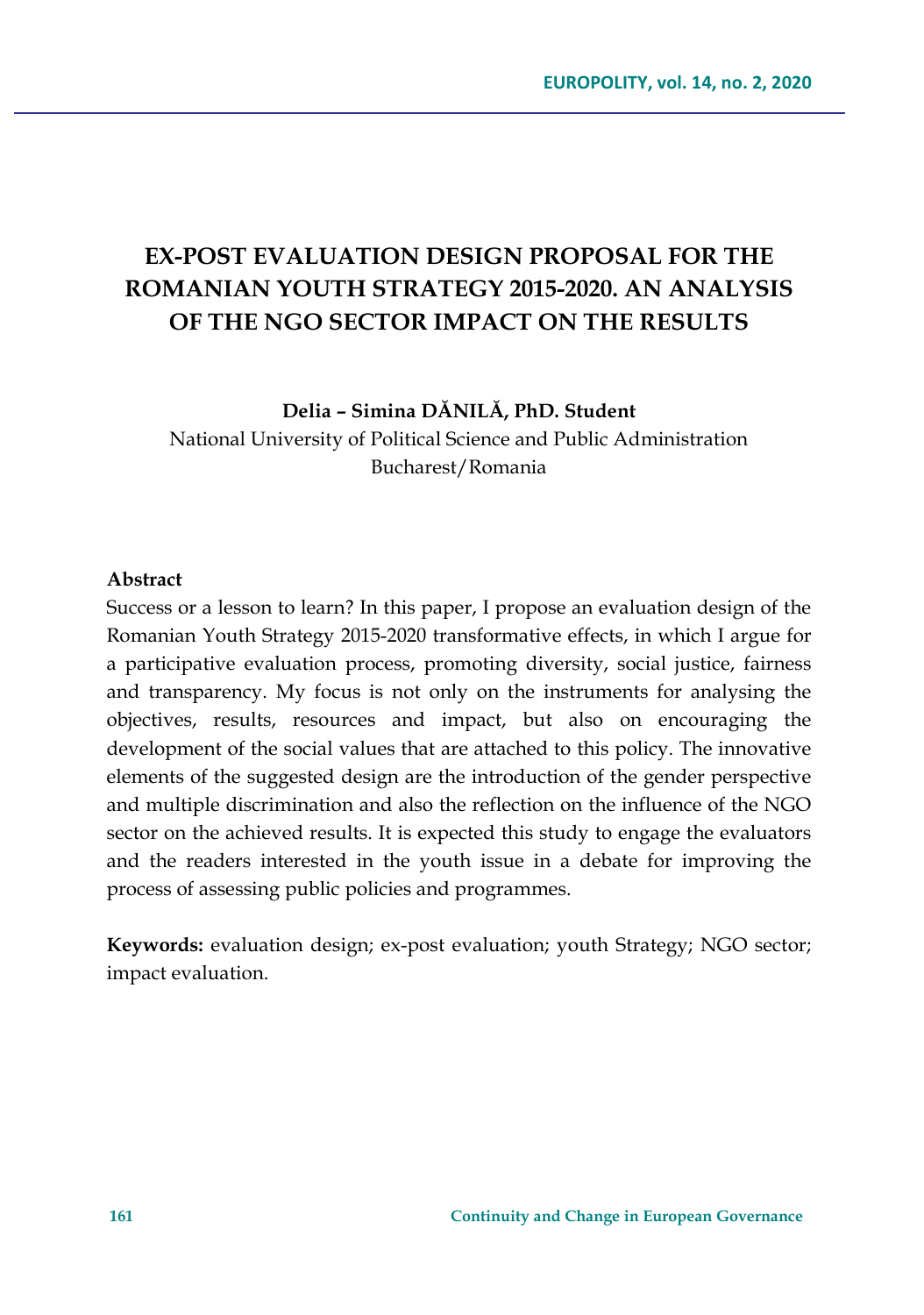# EX-POST EVALUATION DESIGN PROPOSAL FOR THE ROMANIAN YOUTH STRATEGY 2015-2020. AN ANALYSIS OF THE NGO SECTOR IMPACT ON THE RESULTS

**Delia – Simina DĂNILĂ, PhD. Student**

National University of Political Science and Public Administration
Bucharest/Romania

**Abstract**

Success or a lesson to learn? In this paper, I propose an evaluation design of the Romanian Youth Strategy 2015-2020 transformative effects, in which I argue for a participative evaluation process, promoting diversity, social justice, fairness and transparency. My focus is not only on the instruments for analysing the objectives, results, resources and impact, but also on encouraging the development of the social values that are attached to this policy. The innovative elements of the suggested design are the introduction of the gender perspective and multiple discrimination and also the reflection on the influence of the NGO sector on the achieved results. It is expected this study to engage the evaluators and the readers interested in the youth issue in a debate for improving the process of assessing public policies and programmes.

**Keywords:** evaluation design; ex-post evaluation; youth Strategy; NGO sector; impact evaluation.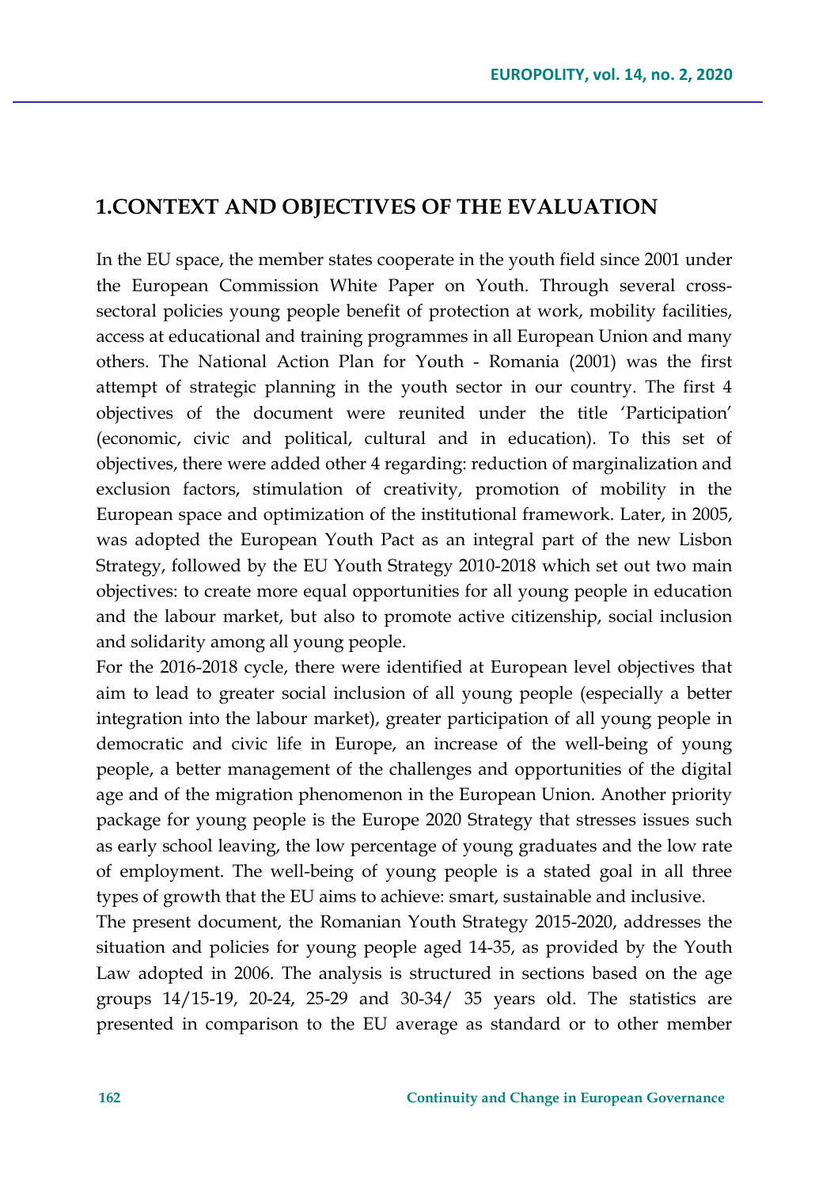## 1.CONTEXT AND OBJECTIVES OF THE EVALUATION

In the EU space, the member states cooperate in the youth field since 2001 under the European Commission White Paper on Youth. Through several cross-sectoral policies young people benefit of protection at work, mobility facilities, access at educational and training programmes in all European Union and many others. The National Action Plan for Youth - Romania (2001) was the first attempt of strategic planning in the youth sector in our country. The first 4 objectives of the document were reunited under the title 'Participation' (economic, civic and political, cultural and in education). To this set of objectives, there were added other 4 regarding: reduction of marginalization and exclusion factors, stimulation of creativity, promotion of mobility in the European space and optimization of the institutional framework. Later, in 2005, was adopted the European Youth Pact as an integral part of the new Lisbon Strategy, followed by the EU Youth Strategy 2010-2018 which set out two main objectives: to create more equal opportunities for all young people in education and the labour market, but also to promote active citizenship, social inclusion and solidarity among all young people.

For the 2016-2018 cycle, there were identified at European level objectives that aim to lead to greater social inclusion of all young people (especially a better integration into the labour market), greater participation of all young people in democratic and civic life in Europe, an increase of the well-being of young people, a better management of the challenges and opportunities of the digital age and of the migration phenomenon in the European Union. Another priority package for young people is the Europe 2020 Strategy that stresses issues such as early school leaving, the low percentage of young graduates and the low rate of employment. The well-being of young people is a stated goal in all three types of growth that the EU aims to achieve: smart, sustainable and inclusive.

The present document, the Romanian Youth Strategy 2015-2020, addresses the situation and policies for young people aged 14-35, as provided by the Youth Law adopted in 2006. The analysis is structured in sections based on the age groups 14/15-19, 20-24, 25-29 and 30-34/ 35 years old. The statistics are presented in comparison to the EU average as standard or to other member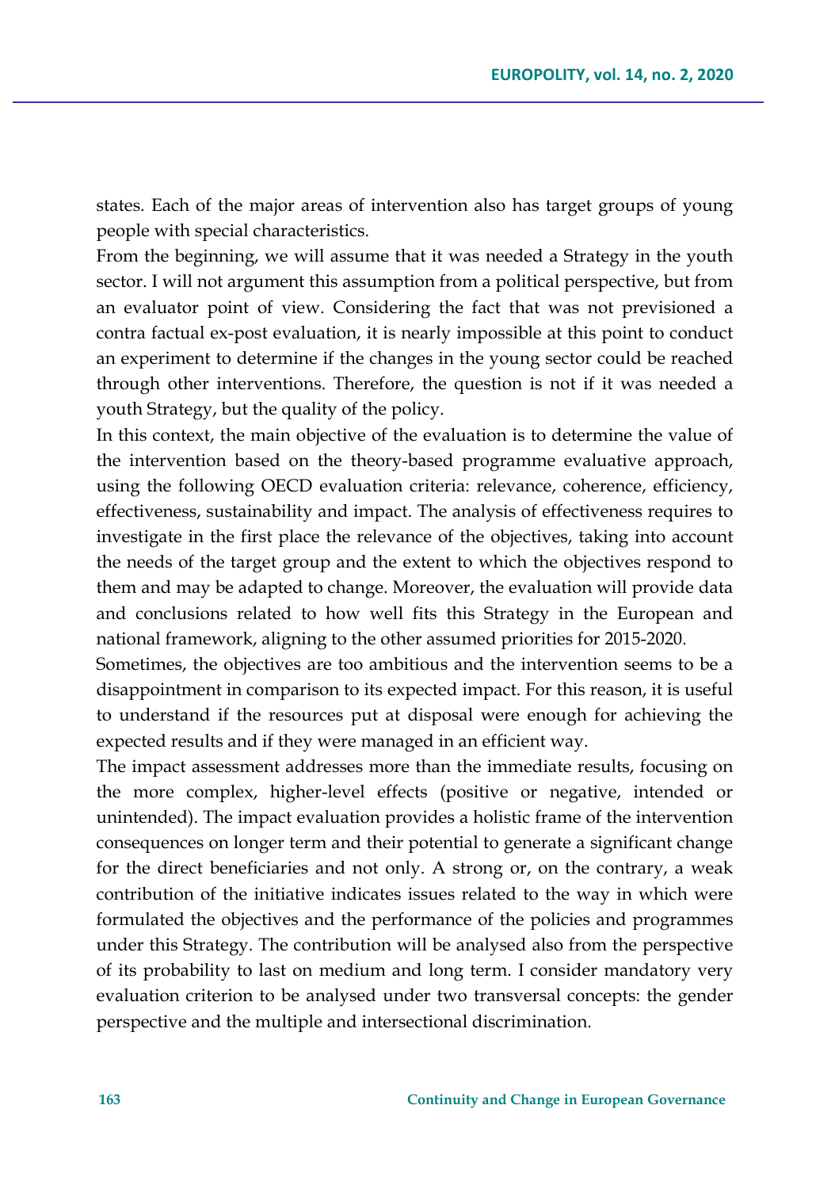states. Each of the major areas of intervention also has target groups of young people with special characteristics.

From the beginning, we will assume that it was needed a Strategy in the youth sector. I will not argument this assumption from a political perspective, but from an evaluator point of view. Considering the fact that was not previsioned a contra factual ex-post evaluation, it is nearly impossible at this point to conduct an experiment to determine if the changes in the young sector could be reached through other interventions. Therefore, the question is not if it was needed a youth Strategy, but the quality of the policy.

In this context, the main objective of the evaluation is to determine the value of the intervention based on the theory-based programme evaluative approach, using the following OECD evaluation criteria: relevance, coherence, efficiency, effectiveness, sustainability and impact. The analysis of effectiveness requires to investigate in the first place the relevance of the objectives, taking into account the needs of the target group and the extent to which the objectives respond to them and may be adapted to change. Moreover, the evaluation will provide data and conclusions related to how well fits this Strategy in the European and national framework, aligning to the other assumed priorities for 2015-2020.

Sometimes, the objectives are too ambitious and the intervention seems to be a disappointment in comparison to its expected impact. For this reason, it is useful to understand if the resources put at disposal were enough for achieving the expected results and if they were managed in an efficient way.

The impact assessment addresses more than the immediate results, focusing on the more complex, higher-level effects (positive or negative, intended or unintended). The impact evaluation provides a holistic frame of the intervention consequences on longer term and their potential to generate a significant change for the direct beneficiaries and not only. A strong or, on the contrary, a weak contribution of the initiative indicates issues related to the way in which were formulated the objectives and the performance of the policies and programmes under this Strategy. The contribution will be analysed also from the perspective of its probability to last on medium and long term. I consider mandatory very evaluation criterion to be analysed under two transversal concepts: the gender perspective and the multiple and intersectional discrimination.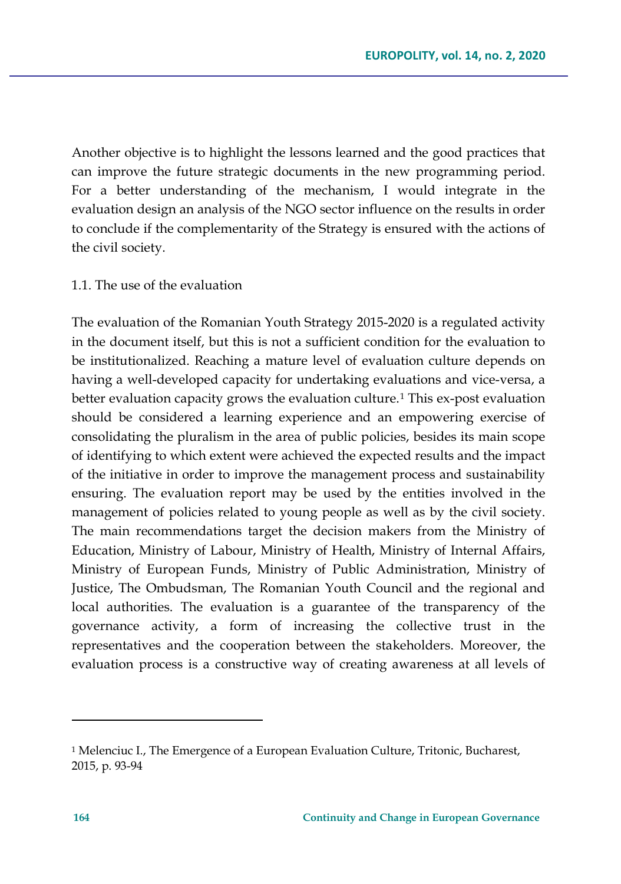Another objective is to highlight the lessons learned and the good practices that can improve the future strategic documents in the new programming period. For a better understanding of the mechanism, I would integrate in the evaluation design an analysis of the NGO sector influence on the results in order to conclude if the complementarity of the Strategy is ensured with the actions of the civil society.

1.1. The use of the evaluation

The evaluation of the Romanian Youth Strategy 2015-2020 is a regulated activity in the document itself, but this is not a sufficient condition for the evaluation to be institutionalized. Reaching a mature level of evaluation culture depends on having a well-developed capacity for undertaking evaluations and vice-versa, a better evaluation capacity grows the evaluation culture.[1] This ex-post evaluation should be considered a learning experience and an empowering exercise of consolidating the pluralism in the area of public policies, besides its main scope of identifying to which extent were achieved the expected results and the impact of the initiative in order to improve the management process and sustainability ensuring. The evaluation report may be used by the entities involved in the management of policies related to young people as well as by the civil society. The main recommendations target the decision makers from the Ministry of Education, Ministry of Labour, Ministry of Health, Ministry of Internal Affairs, Ministry of European Funds, Ministry of Public Administration, Ministry of Justice, The Ombudsman, The Romanian Youth Council and the regional and local authorities. The evaluation is a guarantee of the transparency of the governance activity, a form of increasing the collective trust in the representatives and the cooperation between the stakeholders. Moreover, the evaluation process is a constructive way of creating awareness at all levels of

---

[1] Melenciuc I., The Emergence of a European Evaluation Culture, Tritonic, Bucharest, 2015, p. 93-94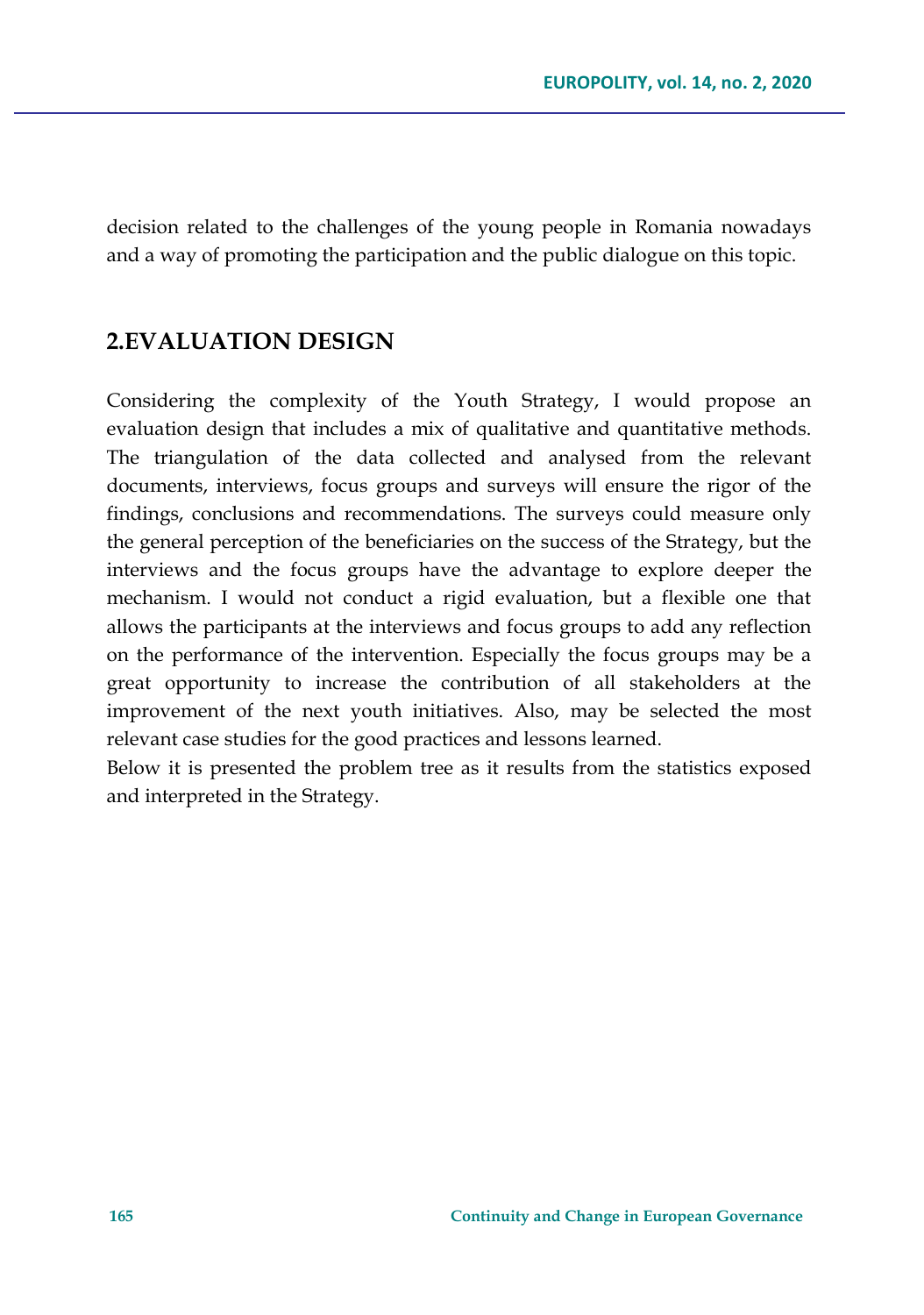decision related to the challenges of the young people in Romania nowadays and a way of promoting the participation and the public dialogue on this topic.

## 2.EVALUATION DESIGN

Considering the complexity of the Youth Strategy, I would propose an evaluation design that includes a mix of qualitative and quantitative methods. The triangulation of the data collected and analysed from the relevant documents, interviews, focus groups and surveys will ensure the rigor of the findings, conclusions and recommendations. The surveys could measure only the general perception of the beneficiaries on the success of the Strategy, but the interviews and the focus groups have the advantage to explore deeper the mechanism. I would not conduct a rigid evaluation, but a flexible one that allows the participants at the interviews and focus groups to add any reflection on the performance of the intervention. Especially the focus groups may be a great opportunity to increase the contribution of all stakeholders at the improvement of the next youth initiatives. Also, may be selected the most relevant case studies for the good practices and lessons learned.

Below it is presented the problem tree as it results from the statistics exposed and interpreted in the Strategy.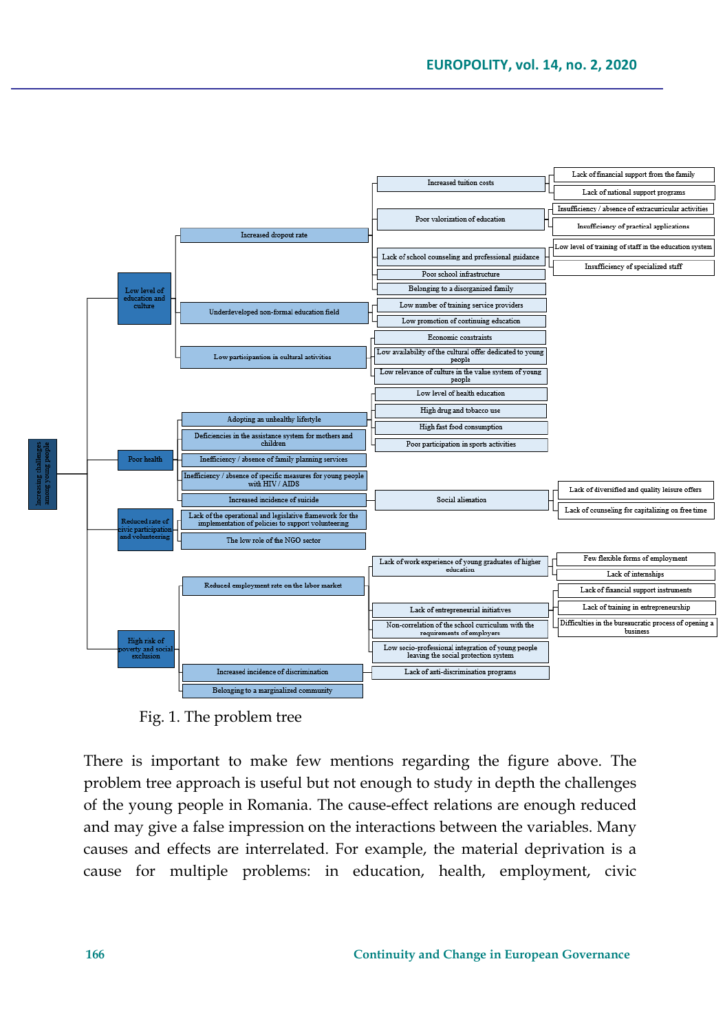- Increasing challenges among young people
  - Low level of education and culture
    - Increased dropout rate
      - Increased tuition costs
        - Lack of financial support from the family
        - Lack of national support programs
      - Poor valorization of education
        - Insufficiency / absence of extracurricular activities
        - Insufficiency of practical applications
      - Lack of school counseling and professional guidance
        - Low level of training of staff in the education system
        - Insufficiency of specialized staff
      - Poor school infrastructure
      - Belonging to a disorganized family
    - Underdeveloped non-formal education field
      - Low number of training service providers
      - Low promotion of continuing education
    - Low participantion in cultural activities
      - Economic constraints
      - Low availability of the cultural offer dedicated to young people
      - Low relevance of culture in the value system of young people
  - Poor health
    - Adopting an unhealthy lifestyle
      - Low level of health education
      - High drug and tobacco use
      - High fast food consumption
      - Poor participation in sports activities
    - Deficiencies in the assistance system for mothers and children
    - Inefficiency / absence of family planning services
    - Inefficiency / absence of specific measures for young people with HIV / AIDS
    - Increased incidence of suicide
      - Social alienation
        - Lack of diversified and quality leisure offers
        - Lack of counseling for capitalizing on free time
  - Reduced rate of civic participation and volunteering
    - Lack of the operational and legislative framework for the implementation of policies to support volunteering
    - The low role of the NGO sector
  - High risk of poverty and social exclusion
    - Reduced employment rate on the labor market
      - Lack of work experience of young graduates of higher education
        - Few flexible forms of employment
        - Lack of internships
      - Lack of entrepreneurial initiatives
        - Lack of financial support instruments
        - Lack of training in entrepreneurship
        - Difficulties in the bureaucratic process of opening a business
      - Non-correlation of the school curriculum with the requirements of employers
      - Low socio-professional integration of young people leaving the social protection system
    - Increased incidence of discrimination
      - Lack of anti-discrimination programs
    - Belonging to a marginalized community

Fig. 1. The problem tree

There is important to make few mentions regarding the figure above. The problem tree approach is useful but not enough to study in depth the challenges of the young people in Romania. The cause-effect relations are enough reduced and may give a false impression on the interactions between the variables. Many causes and effects are interrelated. For example, the material deprivation is a cause for multiple problems: in education, health, employment, civic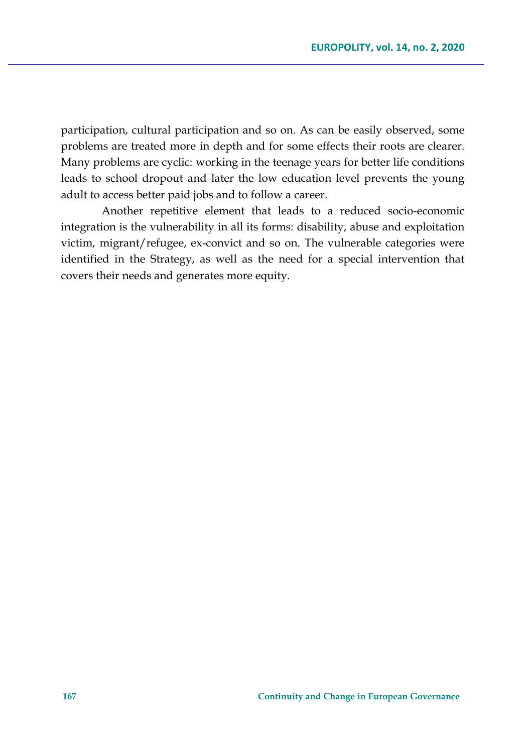participation, cultural participation and so on. As can be easily observed, some problems are treated more in depth and for some effects their roots are clearer. Many problems are cyclic: working in the teenage years for better life conditions leads to school dropout and later the low education level prevents the young adult to access better paid jobs and to follow a career.

Another repetitive element that leads to a reduced socio-economic integration is the vulnerability in all its forms: disability, abuse and exploitation victim, migrant/refugee, ex-convict and so on. The vulnerable categories were identified in the Strategy, as well as the need for a special intervention that covers their needs and generates more equity.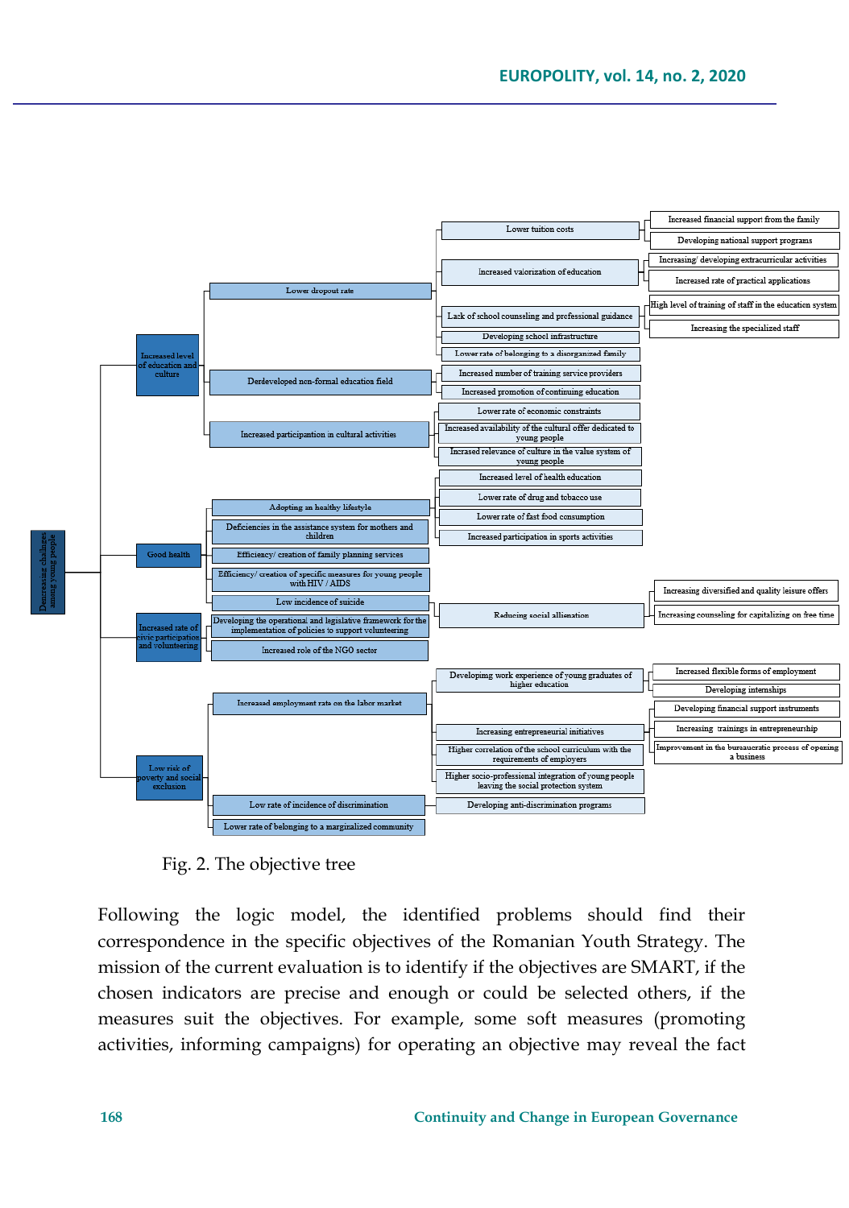- Decreasing challenges among young people
  - Increased level of education and culture
    - Lower dropout rate
      - Lower tuition costs
        - Increased financial support from the family
        - Developing national support programs
      - Increased valorization of education
        - Increasing/ developing extracurricular activities
        - Increased rate of practical applications
      - Lack of school counseling and professional guidance
        - High level of training of staff in the education system
        - Increasing the specialized staff
      - Developing school infrastructure
      - Lower rate of belonging to a disorganized family
    - Derdeveloped non-formal education field
      - Increased number of training service providers
      - Increased promotion of continuing education
    - Increased participation in cultural activities
      - Lower rate of economic constraints
      - Increased availability of the cultural offer dedicated to young people
      - Incrased relevance of culture in the value system of young people
  - Good health
    - Adopting an healthy lifestyle
      - Increased level of health education
      - Lower rate of drug and tobacco use
      - Lower rate of fast food consumption
      - Increased participation in sports activities
    - Deficiencies in the assistance system for mothers and children
    - Efficiency/ creation of family planning services
    - Efficiency/ creation of specific measures for young people with HIV / AIDS
    - Low incidence of suicide
      - Reducing social allienation
        - Increasing diversified and quality leisure offers
        - Increasing counseling for capitalizing on free time
  - Increased rate of civic participation and volunteering
    - Developing the operational and legislative framework for the implementation of policies to support volunteering
    - Increased role of the NGO sector
  - Low risk of poverty and social exclusion
    - Increased employment rate on the labor market
      - Developimg work experience of young graduates of higher education
        - Increased flexible forms of employment
        - Developing internships
      - Increasing entrepreneurial initiatives
        - Developing financial support instruments
        - Increasing trainings in entrepreneurship
        - Improvement in the bureaucratic process of opening a business
      - Higher correlation of the school curriculum with the requirements of employers
      - Higher socio-professional integration of young people leaving the social protection system
    - Low rate of incidence of discrimination
      - Developing anti-discrimination programs
    - Lower rate of belonging to a marginalized community

Fig. 2. The objective tree

Following the logic model, the identified problems should find their correspondence in the specific objectives of the Romanian Youth Strategy. The mission of the current evaluation is to identify if the objectives are SMART, if the chosen indicators are precise and enough or could be selected others, if the measures suit the objectives. For example, some soft measures (promoting activities, informing campaigns) for operating an objective may reveal the fact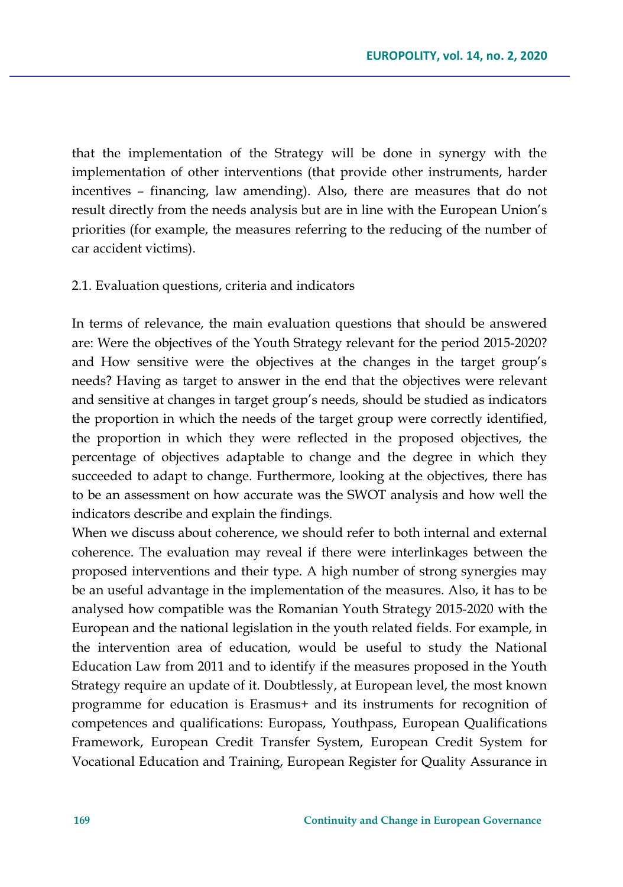that the implementation of the Strategy will be done in synergy with the implementation of other interventions (that provide other instruments, harder incentives – financing, law amending). Also, there are measures that do not result directly from the needs analysis but are in line with the European Union's priorities (for example, the measures referring to the reducing of the number of car accident victims).

### 2.1. Evaluation questions, criteria and indicators

In terms of relevance, the main evaluation questions that should be answered are: Were the objectives of the Youth Strategy relevant for the period 2015-2020? and How sensitive were the objectives at the changes in the target group's needs? Having as target to answer in the end that the objectives were relevant and sensitive at changes in target group's needs, should be studied as indicators the proportion in which the needs of the target group were correctly identified, the proportion in which they were reflected in the proposed objectives, the percentage of objectives adaptable to change and the degree in which they succeeded to adapt to change. Furthermore, looking at the objectives, there has to be an assessment on how accurate was the SWOT analysis and how well the indicators describe and explain the findings.

When we discuss about coherence, we should refer to both internal and external coherence. The evaluation may reveal if there were interlinkages between the proposed interventions and their type. A high number of strong synergies may be an useful advantage in the implementation of the measures. Also, it has to be analysed how compatible was the Romanian Youth Strategy 2015-2020 with the European and the national legislation in the youth related fields. For example, in the intervention area of education, would be useful to study the National Education Law from 2011 and to identify if the measures proposed in the Youth Strategy require an update of it. Doubtlessly, at European level, the most known programme for education is Erasmus+ and its instruments for recognition of competences and qualifications: Europass, Youthpass, European Qualifications Framework, European Credit Transfer System, European Credit System for Vocational Education and Training, European Register for Quality Assurance in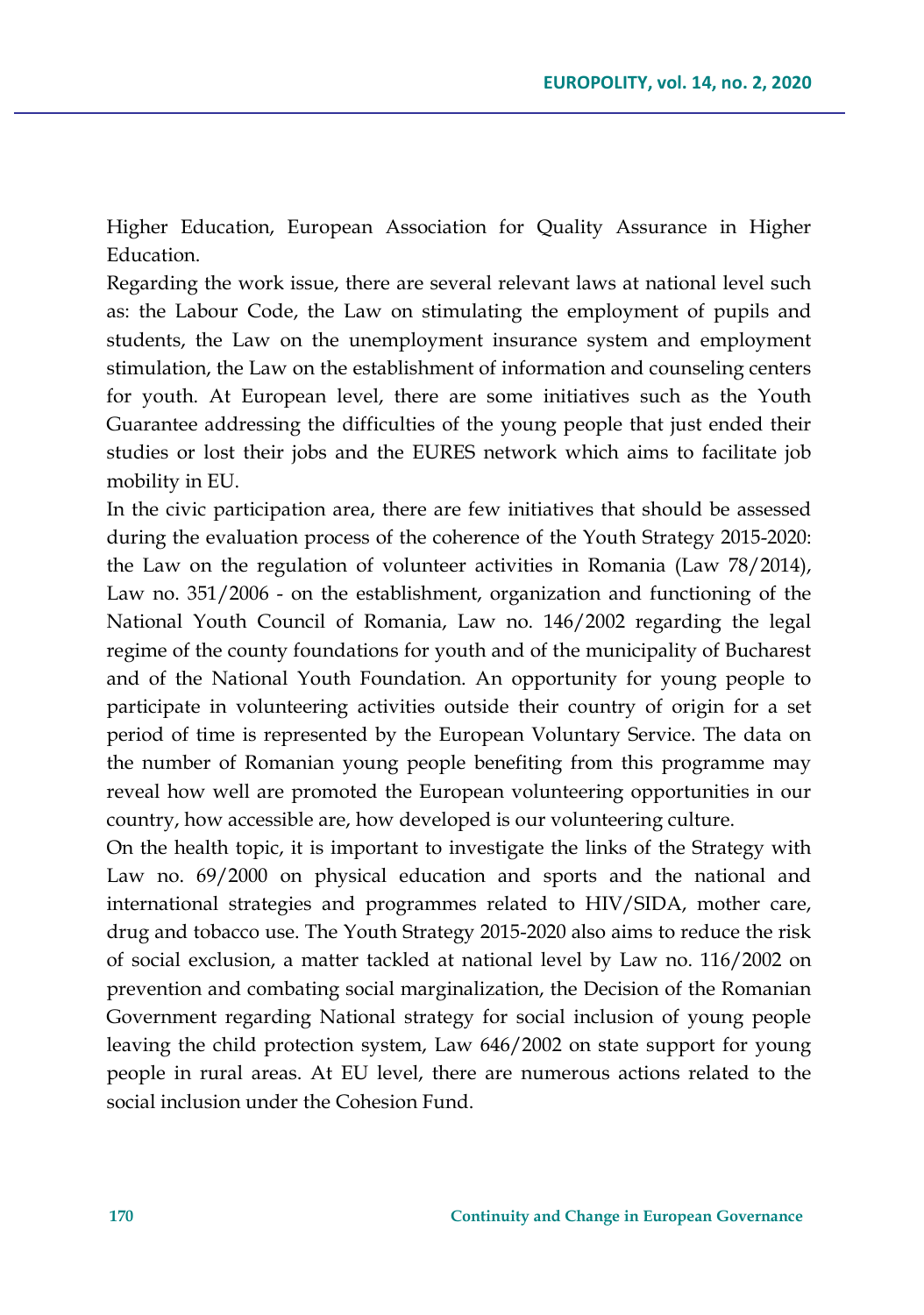Higher Education, European Association for Quality Assurance in Higher Education.

Regarding the work issue, there are several relevant laws at national level such as: the Labour Code, the Law on stimulating the employment of pupils and students, the Law on the unemployment insurance system and employment stimulation, the Law on the establishment of information and counseling centers for youth. At European level, there are some initiatives such as the Youth Guarantee addressing the difficulties of the young people that just ended their studies or lost their jobs and the EURES network which aims to facilitate job mobility in EU.

In the civic participation area, there are few initiatives that should be assessed during the evaluation process of the coherence of the Youth Strategy 2015-2020: the Law on the regulation of volunteer activities in Romania (Law 78/2014), Law no. 351/2006 - on the establishment, organization and functioning of the National Youth Council of Romania, Law no. 146/2002 regarding the legal regime of the county foundations for youth and of the municipality of Bucharest and of the National Youth Foundation. An opportunity for young people to participate in volunteering activities outside their country of origin for a set period of time is represented by the European Voluntary Service. The data on the number of Romanian young people benefiting from this programme may reveal how well are promoted the European volunteering opportunities in our country, how accessible are, how developed is our volunteering culture.

On the health topic, it is important to investigate the links of the Strategy with Law no. 69/2000 on physical education and sports and the national and international strategies and programmes related to HIV/SIDA, mother care, drug and tobacco use. The Youth Strategy 2015-2020 also aims to reduce the risk of social exclusion, a matter tackled at national level by Law no. 116/2002 on prevention and combating social marginalization, the Decision of the Romanian Government regarding National strategy for social inclusion of young people leaving the child protection system, Law 646/2002 on state support for young people in rural areas. At EU level, there are numerous actions related to the social inclusion under the Cohesion Fund.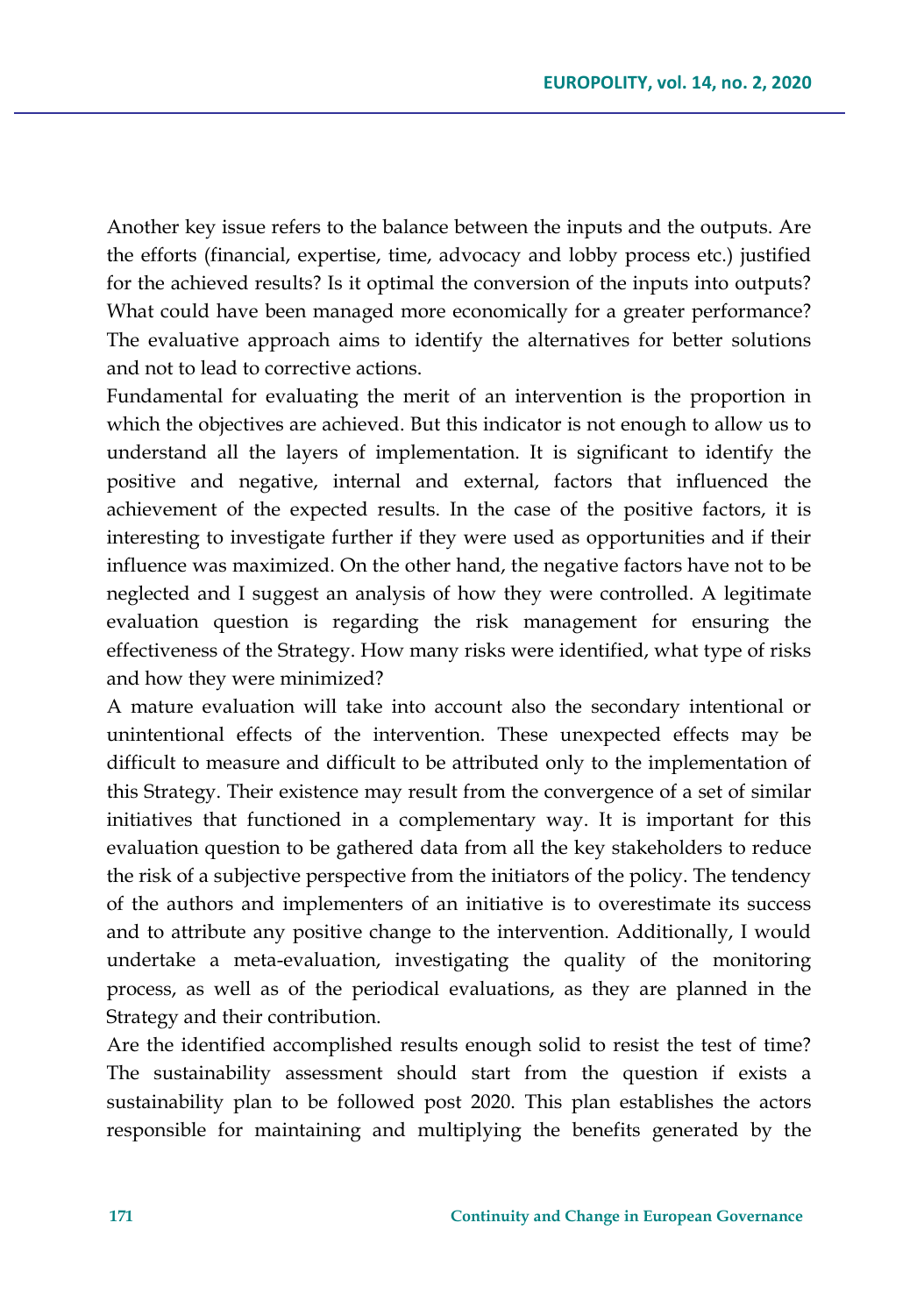Another key issue refers to the balance between the inputs and the outputs. Are the efforts (financial, expertise, time, advocacy and lobby process etc.) justified for the achieved results? Is it optimal the conversion of the inputs into outputs? What could have been managed more economically for a greater performance? The evaluative approach aims to identify the alternatives for better solutions and not to lead to corrective actions.

Fundamental for evaluating the merit of an intervention is the proportion in which the objectives are achieved. But this indicator is not enough to allow us to understand all the layers of implementation. It is significant to identify the positive and negative, internal and external, factors that influenced the achievement of the expected results. In the case of the positive factors, it is interesting to investigate further if they were used as opportunities and if their influence was maximized. On the other hand, the negative factors have not to be neglected and I suggest an analysis of how they were controlled. A legitimate evaluation question is regarding the risk management for ensuring the effectiveness of the Strategy. How many risks were identified, what type of risks and how they were minimized?

A mature evaluation will take into account also the secondary intentional or unintentional effects of the intervention. These unexpected effects may be difficult to measure and difficult to be attributed only to the implementation of this Strategy. Their existence may result from the convergence of a set of similar initiatives that functioned in a complementary way. It is important for this evaluation question to be gathered data from all the key stakeholders to reduce the risk of a subjective perspective from the initiators of the policy. The tendency of the authors and implementers of an initiative is to overestimate its success and to attribute any positive change to the intervention. Additionally, I would undertake a meta-evaluation, investigating the quality of the monitoring process, as well as of the periodical evaluations, as they are planned in the Strategy and their contribution.

Are the identified accomplished results enough solid to resist the test of time? The sustainability assessment should start from the question if exists a sustainability plan to be followed post 2020. This plan establishes the actors responsible for maintaining and multiplying the benefits generated by the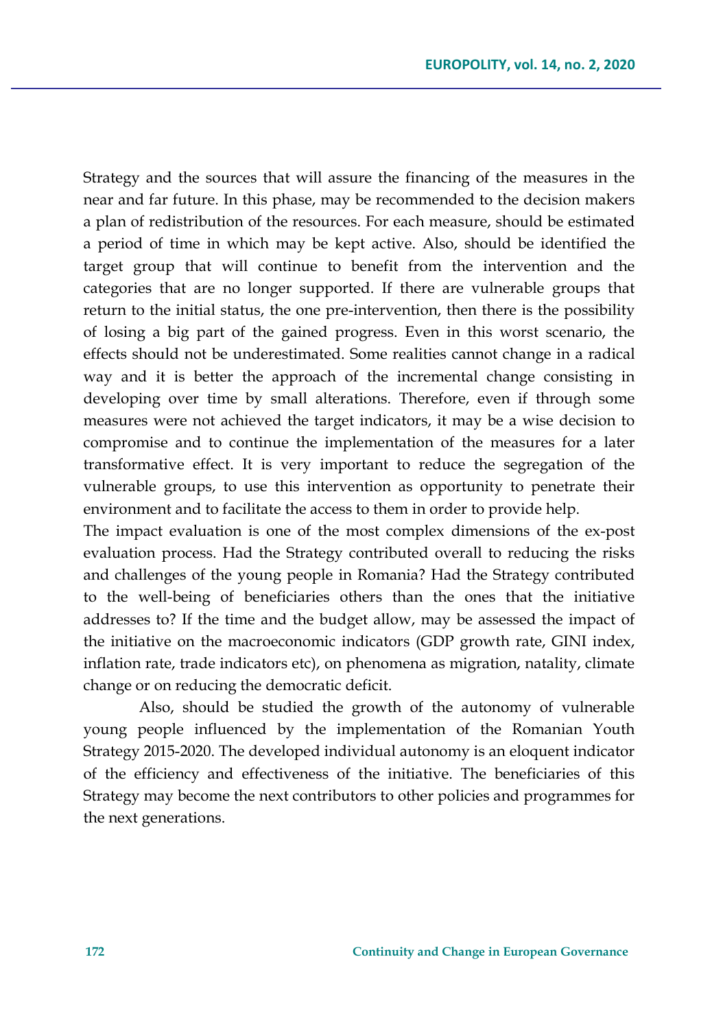Strategy and the sources that will assure the financing of the measures in the near and far future. In this phase, may be recommended to the decision makers a plan of redistribution of the resources. For each measure, should be estimated a period of time in which may be kept active. Also, should be identified the target group that will continue to benefit from the intervention and the categories that are no longer supported. If there are vulnerable groups that return to the initial status, the one pre-intervention, then there is the possibility of losing a big part of the gained progress. Even in this worst scenario, the effects should not be underestimated. Some realities cannot change in a radical way and it is better the approach of the incremental change consisting in developing over time by small alterations. Therefore, even if through some measures were not achieved the target indicators, it may be a wise decision to compromise and to continue the implementation of the measures for a later transformative effect. It is very important to reduce the segregation of the vulnerable groups, to use this intervention as opportunity to penetrate their environment and to facilitate the access to them in order to provide help.

The impact evaluation is one of the most complex dimensions of the ex-post evaluation process. Had the Strategy contributed overall to reducing the risks and challenges of the young people in Romania? Had the Strategy contributed to the well-being of beneficiaries others than the ones that the initiative addresses to? If the time and the budget allow, may be assessed the impact of the initiative on the macroeconomic indicators (GDP growth rate, GINI index, inflation rate, trade indicators etc), on phenomena as migration, natality, climate change or on reducing the democratic deficit.

Also, should be studied the growth of the autonomy of vulnerable young people influenced by the implementation of the Romanian Youth Strategy 2015-2020. The developed individual autonomy is an eloquent indicator of the efficiency and effectiveness of the initiative. The beneficiaries of this Strategy may become the next contributors to other policies and programmes for the next generations.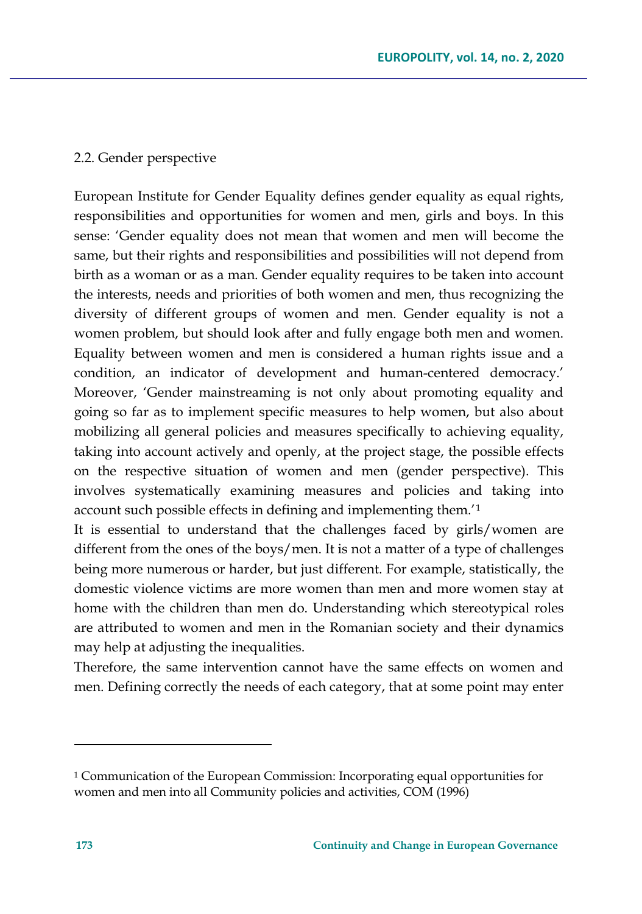### 2.2. Gender perspective

European Institute for Gender Equality defines gender equality as equal rights, responsibilities and opportunities for women and men, girls and boys. In this sense: 'Gender equality does not mean that women and men will become the same, but their rights and responsibilities and possibilities will not depend from birth as a woman or as a man. Gender equality requires to be taken into account the interests, needs and priorities of both women and men, thus recognizing the diversity of different groups of women and men. Gender equality is not a women problem, but should look after and fully engage both men and women. Equality between women and men is considered a human rights issue and a condition, an indicator of development and human-centered democracy.' Moreover, 'Gender mainstreaming is not only about promoting equality and going so far as to implement specific measures to help women, but also about mobilizing all general policies and measures specifically to achieving equality, taking into account actively and openly, at the project stage, the possible effects on the respective situation of women and men (gender perspective). This involves systematically examining measures and policies and taking into account such possible effects in defining and implementing them.'[1]

It is essential to understand that the challenges faced by girls/women are different from the ones of the boys/men. It is not a matter of a type of challenges being more numerous or harder, but just different. For example, statistically, the domestic violence victims are more women than men and more women stay at home with the children than men do. Understanding which stereotypical roles are attributed to women and men in the Romanian society and their dynamics may help at adjusting the inequalities.

Therefore, the same intervention cannot have the same effects on women and men. Defining correctly the needs of each category, that at some point may enter

---

[1] Communication of the European Commission: Incorporating equal opportunities for women and men into all Community policies and activities, COM (1996)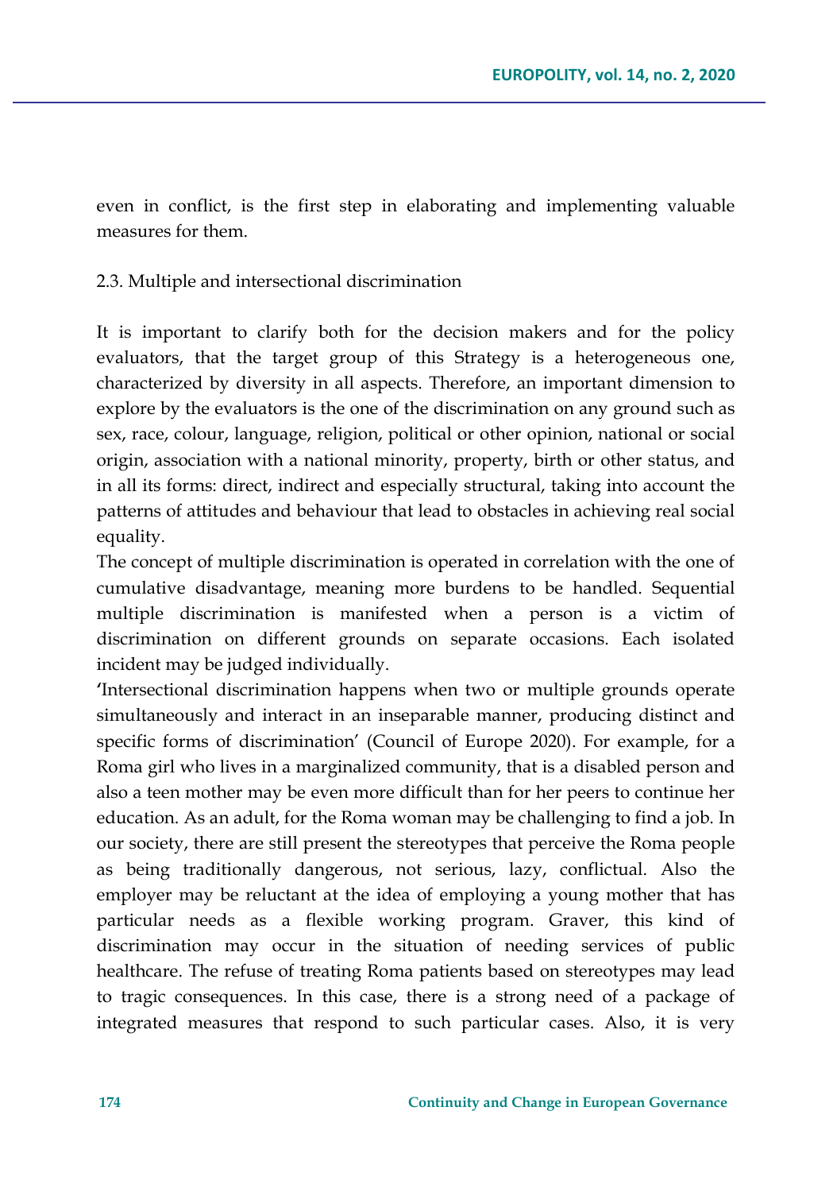even in conflict, is the first step in elaborating and implementing valuable measures for them.

### 2.3. Multiple and intersectional discrimination

It is important to clarify both for the decision makers and for the policy evaluators, that the target group of this Strategy is a heterogeneous one, characterized by diversity in all aspects. Therefore, an important dimension to explore by the evaluators is the one of the discrimination on any ground such as sex, race, colour, language, religion, political or other opinion, national or social origin, association with a national minority, property, birth or other status, and in all its forms: direct, indirect and especially structural, taking into account the patterns of attitudes and behaviour that lead to obstacles in achieving real social equality.

The concept of multiple discrimination is operated in correlation with the one of cumulative disadvantage, meaning more burdens to be handled. Sequential multiple discrimination is manifested when a person is a victim of discrimination on different grounds on separate occasions. Each isolated incident may be judged individually.

'Intersectional discrimination happens when two or multiple grounds operate simultaneously and interact in an inseparable manner, producing distinct and specific forms of discrimination' (Council of Europe 2020). For example, for a Roma girl who lives in a marginalized community, that is a disabled person and also a teen mother may be even more difficult than for her peers to continue her education. As an adult, for the Roma woman may be challenging to find a job. In our society, there are still present the stereotypes that perceive the Roma people as being traditionally dangerous, not serious, lazy, conflictual. Also the employer may be reluctant at the idea of employing a young mother that has particular needs as a flexible working program. Graver, this kind of discrimination may occur in the situation of needing services of public healthcare. The refuse of treating Roma patients based on stereotypes may lead to tragic consequences. In this case, there is a strong need of a package of integrated measures that respond to such particular cases. Also, it is very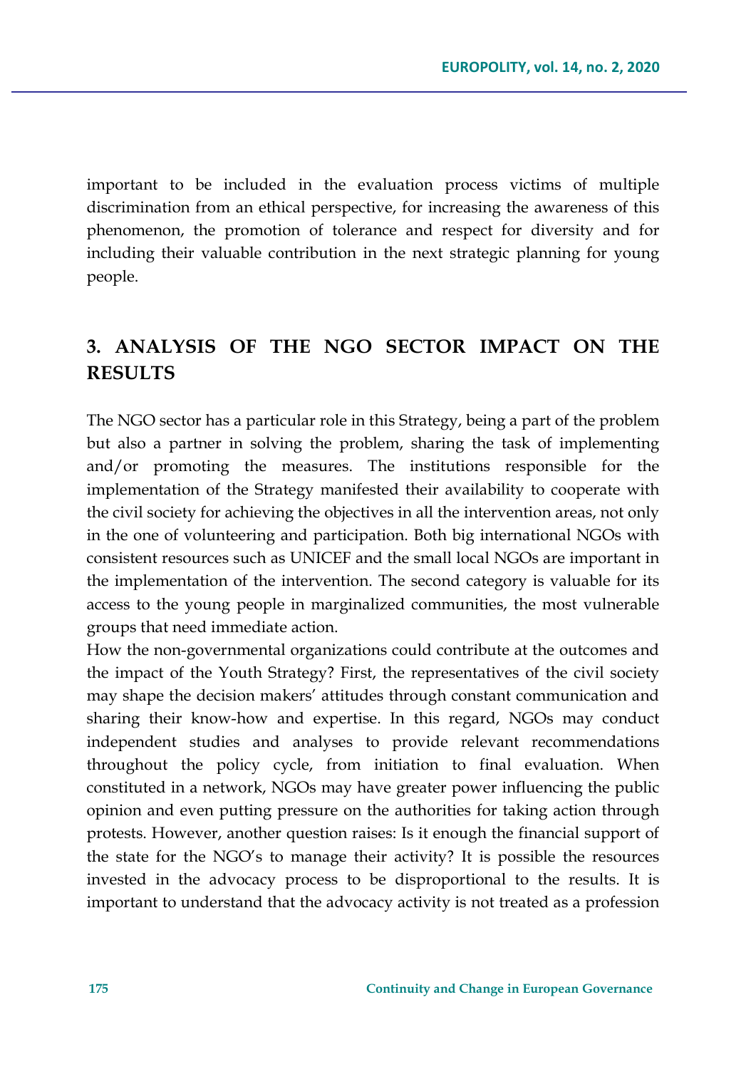important to be included in the evaluation process victims of multiple discrimination from an ethical perspective, for increasing the awareness of this phenomenon, the promotion of tolerance and respect for diversity and for including their valuable contribution in the next strategic planning for young people.

## 3. ANALYSIS OF THE NGO SECTOR IMPACT ON THE RESULTS

The NGO sector has a particular role in this Strategy, being a part of the problem but also a partner in solving the problem, sharing the task of implementing and/or promoting the measures. The institutions responsible for the implementation of the Strategy manifested their availability to cooperate with the civil society for achieving the objectives in all the intervention areas, not only in the one of volunteering and participation. Both big international NGOs with consistent resources such as UNICEF and the small local NGOs are important in the implementation of the intervention. The second category is valuable for its access to the young people in marginalized communities, the most vulnerable groups that need immediate action.

How the non-governmental organizations could contribute at the outcomes and the impact of the Youth Strategy? First, the representatives of the civil society may shape the decision makers' attitudes through constant communication and sharing their know-how and expertise. In this regard, NGOs may conduct independent studies and analyses to provide relevant recommendations throughout the policy cycle, from initiation to final evaluation. When constituted in a network, NGOs may have greater power influencing the public opinion and even putting pressure on the authorities for taking action through protests. However, another question raises: Is it enough the financial support of the state for the NGO's to manage their activity? It is possible the resources invested in the advocacy process to be disproportional to the results. It is important to understand that the advocacy activity is not treated as a profession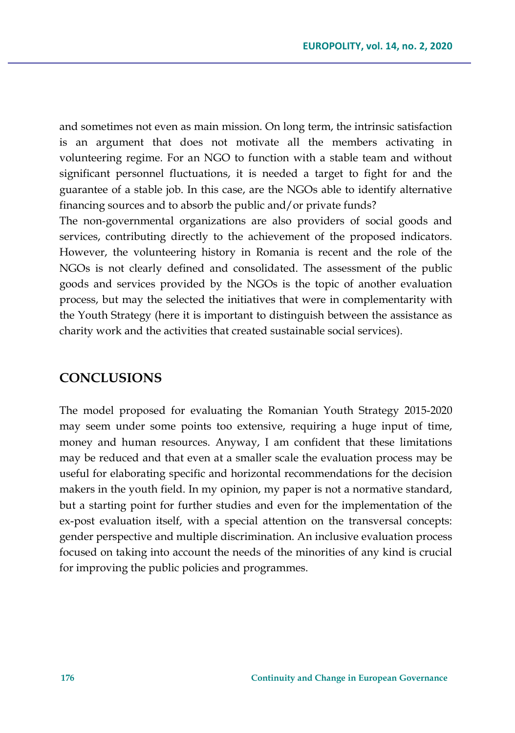and sometimes not even as main mission. On long term, the intrinsic satisfaction is an argument that does not motivate all the members activating in volunteering regime. For an NGO to function with a stable team and without significant personnel fluctuations, it is needed a target to fight for and the guarantee of a stable job. In this case, are the NGOs able to identify alternative financing sources and to absorb the public and/or private funds?

The non-governmental organizations are also providers of social goods and services, contributing directly to the achievement of the proposed indicators. However, the volunteering history in Romania is recent and the role of the NGOs is not clearly defined and consolidated. The assessment of the public goods and services provided by the NGOs is the topic of another evaluation process, but may the selected the initiatives that were in complementarity with the Youth Strategy (here it is important to distinguish between the assistance as charity work and the activities that created sustainable social services).

## CONCLUSIONS

The model proposed for evaluating the Romanian Youth Strategy 2015-2020 may seem under some points too extensive, requiring a huge input of time, money and human resources. Anyway, I am confident that these limitations may be reduced and that even at a smaller scale the evaluation process may be useful for elaborating specific and horizontal recommendations for the decision makers in the youth field. In my opinion, my paper is not a normative standard, but a starting point for further studies and even for the implementation of the ex-post evaluation itself, with a special attention on the transversal concepts: gender perspective and multiple discrimination. An inclusive evaluation process focused on taking into account the needs of the minorities of any kind is crucial for improving the public policies and programmes.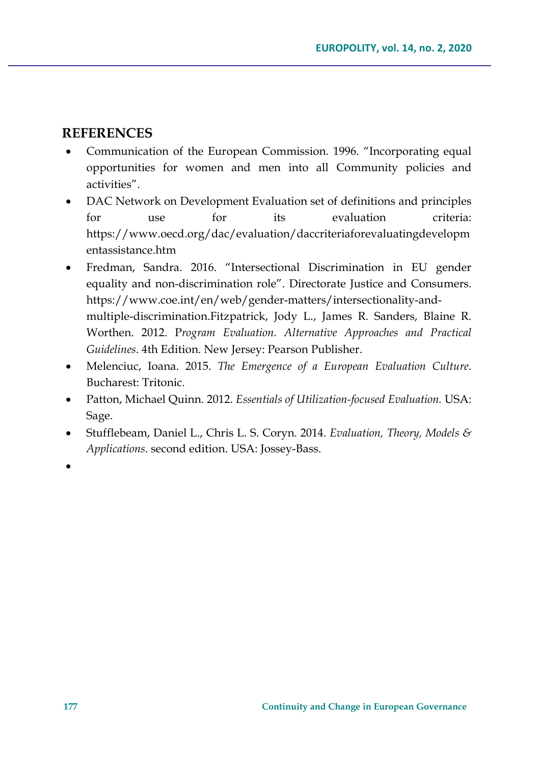## REFERENCES

- Communication of the European Commission. 1996. "Incorporating equal opportunities for women and men into all Community policies and activities".
- DAC Network on Development Evaluation set of definitions and principles for use for its evaluation criteria: https://www.oecd.org/dac/evaluation/daccriteriaforevaluatingdevelopmentassistance.htm
- Fredman, Sandra. 2016. "Intersectional Discrimination in EU gender equality and non-discrimination role". Directorate Justice and Consumers. https://www.coe.int/en/web/gender-matters/intersectionality-and-multiple-discrimination.Fitzpatrick, Jody L., James R. Sanders, Blaine R. Worthen. 2012. P*rogram Evaluation. Alternative Approaches and Practical Guidelines*. 4th Edition. New Jersey: Pearson Publisher.
- Melenciuc, Ioana. 2015. *The Emergence of a European Evaluation Culture*. Bucharest: Tritonic.
- Patton, Michael Quinn. 2012. *Essentials of Utilization-focused Evaluation.* USA: Sage.
- Stufflebeam, Daniel L., Chris L. S. Coryn. 2014. *Evaluation, Theory, Models & Applications*. second edition. USA: Jossey-Bass.